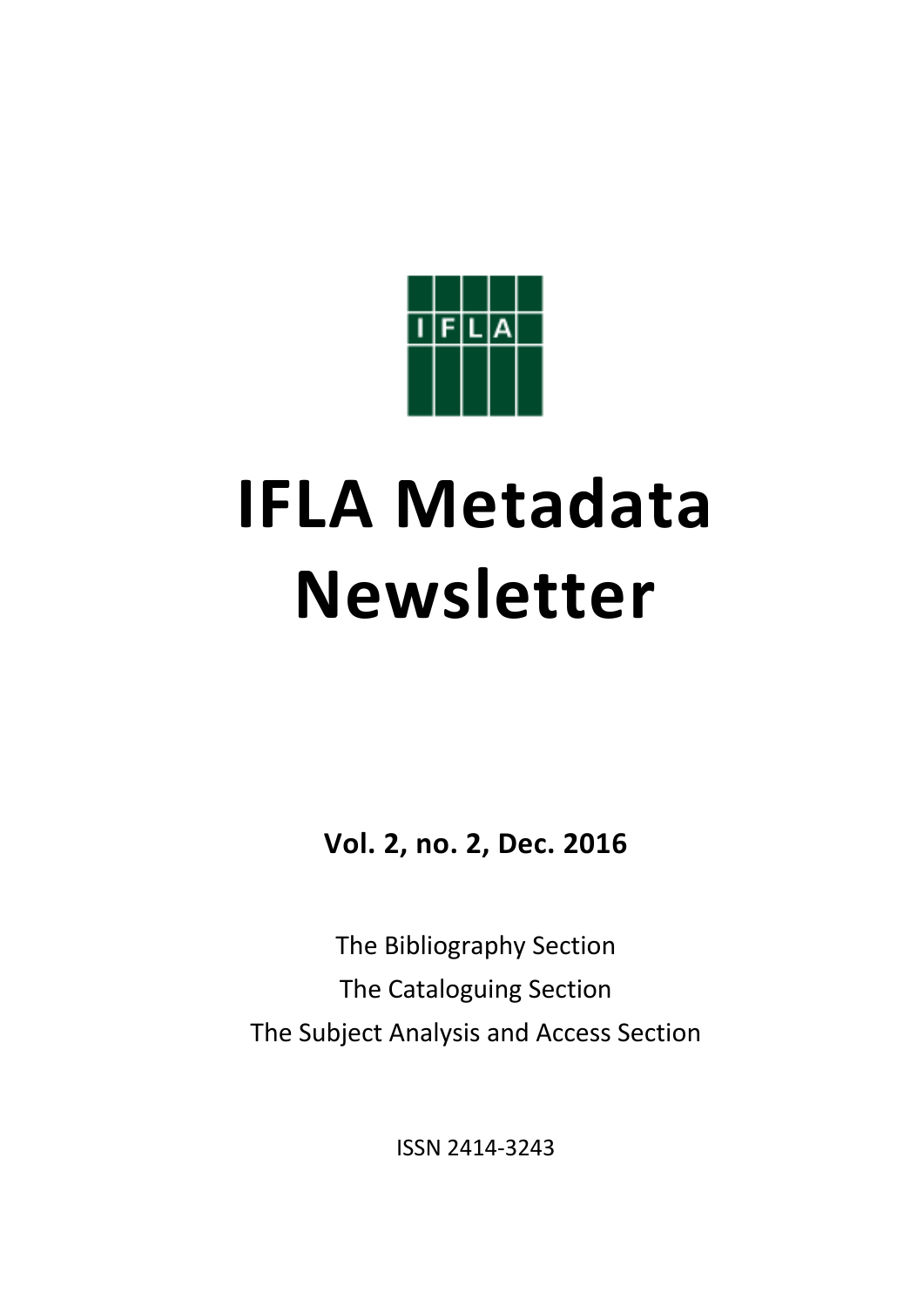# IFLA Metadata Newsletter

**Vol. 2, no. 2, Dec. 2016**

The Bibliography Section

The Cataloguing Section

The Subject Analysis and Access Section

ISSN 2414-3243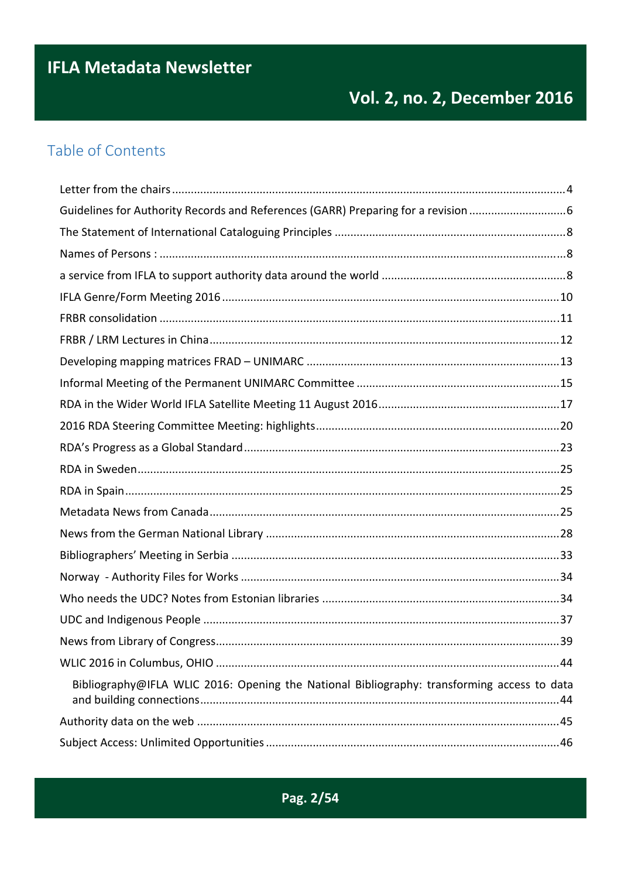# Table of Contents

Letter from the chairs ............................................................ 4

Guidelines for Authority Records and References (GARR) Preparing for a revision ............................................................ 6

The Statement of International Cataloguing Principles ............................................................ 8

Names of Persons : ............................................................ 8

a service from IFLA to support authority data around the world ............................................................ 8

IFLA Genre/Form Meeting 2016 ............................................................ 10

FRBR consolidation ............................................................ 11

FRBR / LRM Lectures in China ............................................................ 12

Developing mapping matrices FRAD – UNIMARC ............................................................ 13

Informal Meeting of the Permanent UNIMARC Committee ............................................................ 15

RDA in the Wider World IFLA Satellite Meeting 11 August 2016 ............................................................ 17

2016 RDA Steering Committee Meeting: highlights ............................................................ 20

RDA's Progress as a Global Standard ............................................................ 23

RDA in Sweden ............................................................ 25

RDA in Spain ............................................................ 25

Metadata News from Canada ............................................................ 25

News from the German National Library ............................................................ 28

Bibliographers' Meeting in Serbia ............................................................ 33

Norway - Authority Files for Works ............................................................ 34

Who needs the UDC? Notes from Estonian libraries ............................................................ 34

UDC and Indigenous People ............................................................ 37

News from Library of Congress ............................................................ 39

WLIC 2016 in Columbus, OHIO ............................................................ 44

- Bibliography@IFLA WLIC 2016: Opening the National Bibliography: transforming access to data and building connections ............................................................ 44

Authority data on the web ............................................................ 45

Subject Access: Unlimited Opportunities ............................................................ 46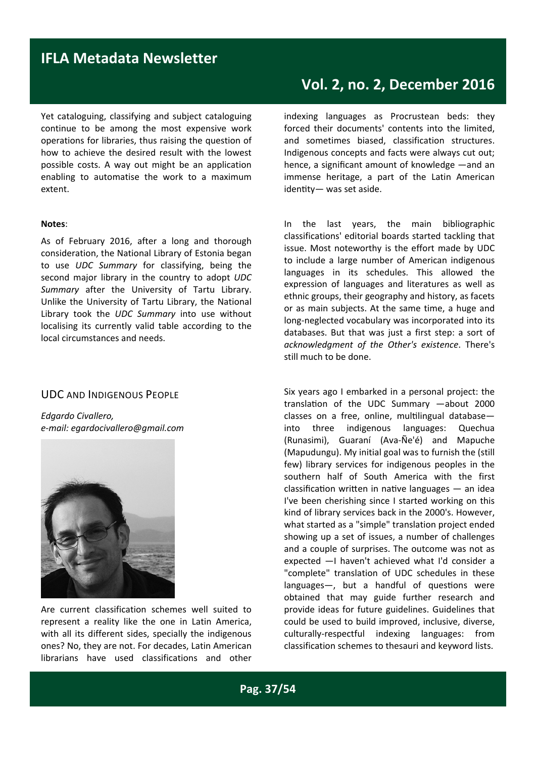Yet cataloguing, classifying and subject cataloguing continue to be among the most expensive work operations for libraries, thus raising the question of how to achieve the desired result with the lowest possible costs. A way out might be an application enabling to automatise the work to a maximum extent.

**Notes**:

As of February 2016, after a long and thorough consideration, the National Library of Estonia began to use *UDC Summary* for classifying, being the second major library in the country to adopt *UDC Summary* after the University of Tartu Library. Unlike the University of Tartu Library, the National Library took the *UDC Summary* into use without localising its currently valid table according to the local circumstances and needs.

## UDC and Indigenous People

*Edgardo Civallero,*
*e-mail: egardocivallero@gmail.com*

Are current classification schemes well suited to represent a reality like the one in Latin America, with all its different sides, specially the indigenous ones? No, they are not. For decades, Latin American librarians have used classifications and other indexing languages as Procrustean beds: they forced their documents' contents into the limited, and sometimes biased, classification structures. Indigenous concepts and facts were always cut out; hence, a significant amount of knowledge —and an immense heritage, a part of the Latin American identity— was set aside.

In the last years, the main bibliographic classifications' editorial boards started tackling that issue. Most noteworthy is the effort made by UDC to include a large number of American indigenous languages in its schedules. This allowed the expression of languages and literatures as well as ethnic groups, their geography and history, as facets or as main subjects. At the same time, a huge and long-neglected vocabulary was incorporated into its databases. But that was just a first step: a sort of *acknowledgment of the Other's existence*. There's still much to be done.

Six years ago I embarked in a personal project: the translation of the UDC Summary —about 2000 classes on a free, online, multilingual database— into three indigenous languages: Quechua (Runasimi), Guaraní (Ava-Ñe'é) and Mapuche (Mapudungu). My initial goal was to furnish the (still few) library services for indigenous peoples in the southern half of South America with the first classification written in native languages — an idea I've been cherishing since I started working on this kind of library services back in the 2000's. However, what started as a "simple" translation project ended showing up a set of issues, a number of challenges and a couple of surprises. The outcome was not as expected —I haven't achieved what I'd consider a "complete" translation of UDC schedules in these languages—, but a handful of questions were obtained that may guide further research and provide ideas for future guidelines. Guidelines that could be used to build improved, inclusive, diverse, culturally-respectful indexing languages: from classification schemes to thesauri and keyword lists.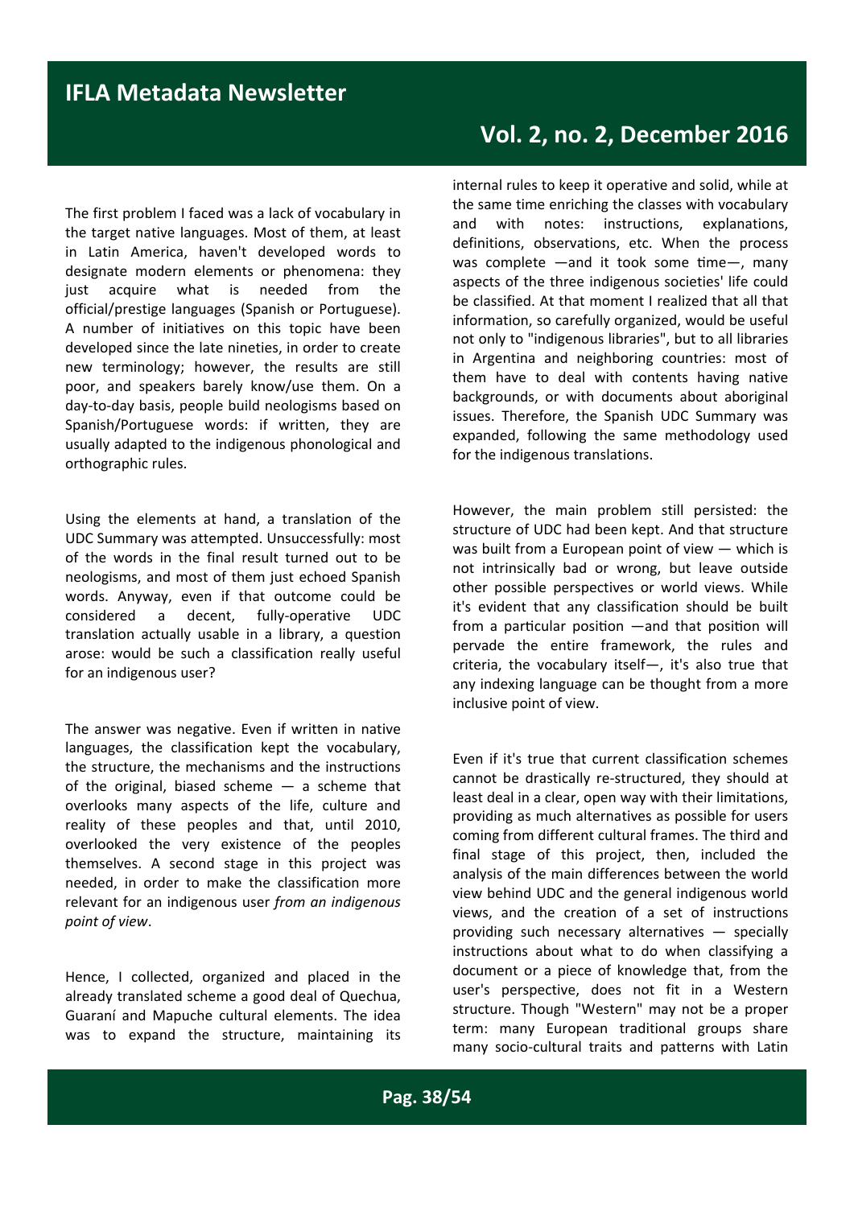The first problem I faced was a lack of vocabulary in the target native languages. Most of them, at least in Latin America, haven't developed words to designate modern elements or phenomena: they just acquire what is needed from the official/prestige languages (Spanish or Portuguese). A number of initiatives on this topic have been developed since the late nineties, in order to create new terminology; however, the results are still poor, and speakers barely know/use them. On a day-to-day basis, people build neologisms based on Spanish/Portuguese words: if written, they are usually adapted to the indigenous phonological and orthographic rules.

Using the elements at hand, a translation of the UDC Summary was attempted. Unsuccessfully: most of the words in the final result turned out to be neologisms, and most of them just echoed Spanish words. Anyway, even if that outcome could be considered a decent, fully-operative UDC translation actually usable in a library, a question arose: would be such a classification really useful for an indigenous user?

The answer was negative. Even if written in native languages, the classification kept the vocabulary, the structure, the mechanisms and the instructions of the original, biased scheme — a scheme that overlooks many aspects of the life, culture and reality of these peoples and that, until 2010, overlooked the very existence of the peoples themselves. A second stage in this project was needed, in order to make the classification more relevant for an indigenous user *from an indigenous point of view*.

Hence, I collected, organized and placed in the already translated scheme a good deal of Quechua, Guaraní and Mapuche cultural elements. The idea was to expand the structure, maintaining its internal rules to keep it operative and solid, while at the same time enriching the classes with vocabulary and with notes: instructions, explanations, definitions, observations, etc. When the process was complete —and it took some time—, many aspects of the three indigenous societies' life could be classified. At that moment I realized that all that information, so carefully organized, would be useful not only to "indigenous libraries", but to all libraries in Argentina and neighboring countries: most of them have to deal with contents having native backgrounds, or with documents about aboriginal issues. Therefore, the Spanish UDC Summary was expanded, following the same methodology used for the indigenous translations.

However, the main problem still persisted: the structure of UDC had been kept. And that structure was built from a European point of view — which is not intrinsically bad or wrong, but leave outside other possible perspectives or world views. While it's evident that any classification should be built from a particular position —and that position will pervade the entire framework, the rules and criteria, the vocabulary itself—, it's also true that any indexing language can be thought from a more inclusive point of view.

Even if it's true that current classification schemes cannot be drastically re-structured, they should at least deal in a clear, open way with their limitations, providing as much alternatives as possible for users coming from different cultural frames. The third and final stage of this project, then, included the analysis of the main differences between the world view behind UDC and the general indigenous world views, and the creation of a set of instructions providing such necessary alternatives — specially instructions about what to do when classifying a document or a piece of knowledge that, from the user's perspective, does not fit in a Western structure. Though "Western" may not be a proper term: many European traditional groups share many socio-cultural traits and patterns with Latin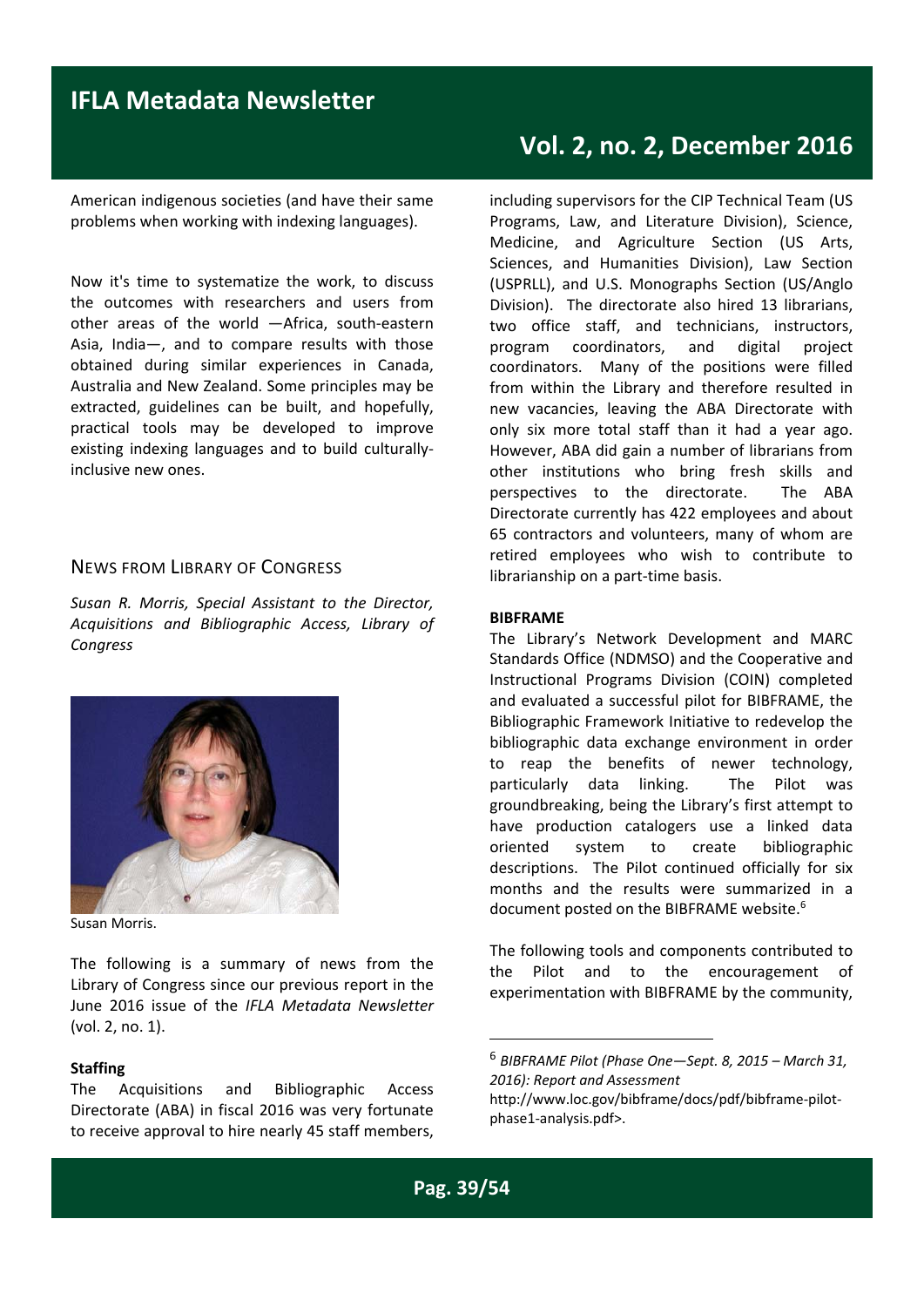American indigenous societies (and have their same problems when working with indexing languages).

Now it's time to systematize the work, to discuss the outcomes with researchers and users from other areas of the world —Africa, south-eastern Asia, India—, and to compare results with those obtained during similar experiences in Canada, Australia and New Zealand. Some principles may be extracted, guidelines can be built, and hopefully, practical tools may be developed to improve existing indexing languages and to build culturally-inclusive new ones.

## News from Library of Congress

*Susan R. Morris, Special Assistant to the Director, Acquisitions and Bibliographic Access, Library of Congress*

Susan Morris.

The following is a summary of news from the Library of Congress since our previous report in the June 2016 issue of the *IFLA Metadata Newsletter* (vol. 2, no. 1).

**Staffing**

The Acquisitions and Bibliographic Access Directorate (ABA) in fiscal 2016 was very fortunate to receive approval to hire nearly 45 staff members, including supervisors for the CIP Technical Team (US Programs, Law, and Literature Division), Science, Medicine, and Agriculture Section (US Arts, Sciences, and Humanities Division), Law Section (USPRLL), and U.S. Monographs Section (US/Anglo Division). The directorate also hired 13 librarians, two office staff, and technicians, instructors, program coordinators, and digital project coordinators. Many of the positions were filled from within the Library and therefore resulted in new vacancies, leaving the ABA Directorate with only six more total staff than it had a year ago. However, ABA did gain a number of librarians from other institutions who bring fresh skills and perspectives to the directorate. The ABA Directorate currently has 422 employees and about 65 contractors and volunteers, many of whom are retired employees who wish to contribute to librarianship on a part-time basis.

**BIBFRAME**

The Library's Network Development and MARC Standards Office (NDMSO) and the Cooperative and Instructional Programs Division (COIN) completed and evaluated a successful pilot for BIBFRAME, the Bibliographic Framework Initiative to redevelop the bibliographic data exchange environment in order to reap the benefits of newer technology, particularly data linking. The Pilot was groundbreaking, being the Library's first attempt to have production catalogers use a linked data oriented system to create bibliographic descriptions. The Pilot continued officially for six months and the results were summarized in a document posted on the BIBFRAME website.[6]

The following tools and components contributed to the Pilot and to the encouragement of experimentation with BIBFRAME by the community,

---

[6] *BIBFRAME Pilot (Phase One—Sept. 8, 2015 – March 31, 2016): Report and Assessment* http://www.loc.gov/bibframe/docs/pdf/bibframe-pilot-phase1-analysis.pdf>.